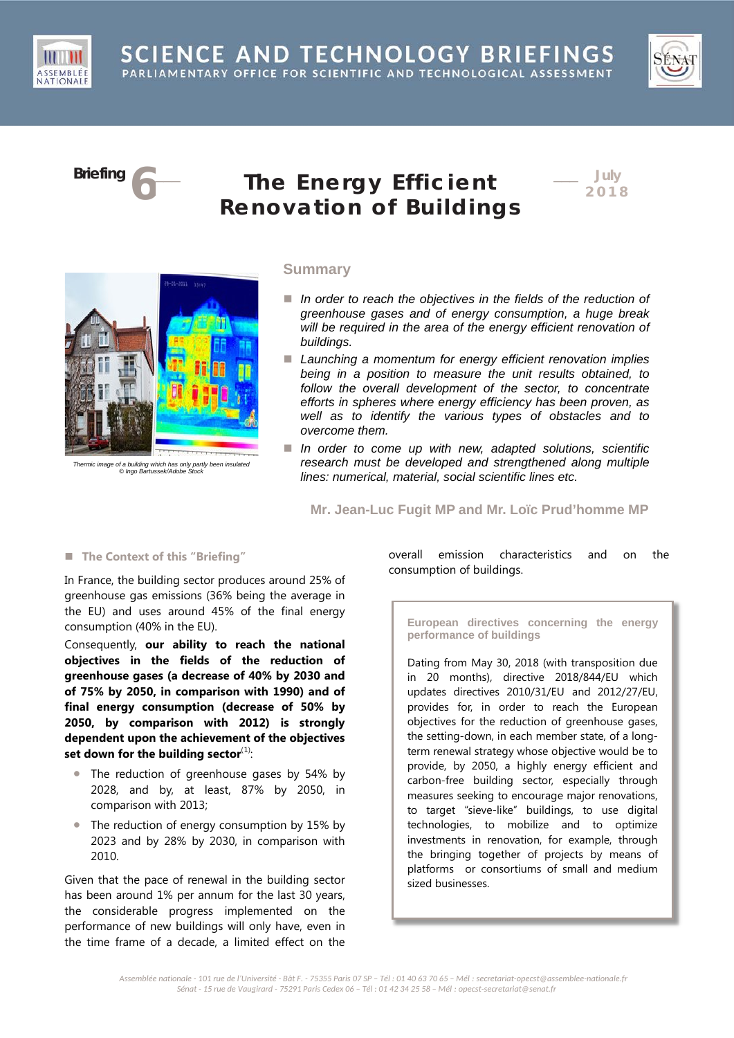# SCIENCE AND TECHNOLOGY BRIEFINGS

PARLIAMENTARY OFFICE FOR SCIENTIFIC AND TECHNOLOGICAL ASSESSMENT

**Briefing 6**

# The Energy Efficient Renovation of Buildings

**July 2018**

Thermic image of a building which has only partly been insulated
© Ingo Bartussek/Adobe Stock

## Summary

- *In order to reach the objectives in the fields of the reduction of greenhouse gases and of energy consumption, a huge break will be required in the area of the energy efficient renovation of buildings.*
- *Launching a momentum for energy efficient renovation implies being in a position to measure the unit results obtained, to follow the overall development of the sector, to concentrate efforts in spheres where energy efficiency has been proven, as well as to identify the various types of obstacles and to overcome them.*
- *In order to come up with new, adapted solutions, scientific research must be developed and strengthened along multiple lines: numerical, material, social scientific lines etc.*

**Mr. Jean-Luc Fugit MP and Mr. Loïc Prud'homme MP**

## The Context of this "Briefing"

In France, the building sector produces around 25% of greenhouse gas emissions (36% being the average in the EU) and uses around 45% of the final energy consumption (40% in the EU).

Consequently, **our ability to reach the national objectives in the fields of the reduction of greenhouse gases (a decrease of 40% by 2030 and of 75% by 2050, in comparison with 1990) and of final energy consumption (decrease of 50% by 2050, by comparison with 2012) is strongly dependent upon the achievement of the objectives set down for the building sector**[(1)]:

- The reduction of greenhouse gases by 54% by 2028, and by, at least, 87% by 2050, in comparison with 2013;
- The reduction of energy consumption by 15% by 2023 and by 28% by 2030, in comparison with 2010.

Given that the pace of renewal in the building sector has been around 1% per annum for the last 30 years, the considerable progress implemented on the performance of new buildings will only have, even in the time frame of a decade, a limited effect on the overall emission characteristics and on the consumption of buildings.

> **European directives concerning the energy performance of buildings**
>
> Dating from May 30, 2018 (with transposition due in 20 months), directive 2018/844/EU which updates directives 2010/31/EU and 2012/27/EU, provides for, in order to reach the European objectives for the reduction of greenhouse gases, the setting-down, in each member state, of a long-term renewal strategy whose objective would be to provide, by 2050, a highly energy efficient and carbon-free building sector, especially through measures seeking to encourage major renovations, to target "sieve-like" buildings, to use digital technologies, to mobilize and to optimize investments in renovation, for example, through the bringing together of projects by means of platforms or consortiums of small and medium sized businesses.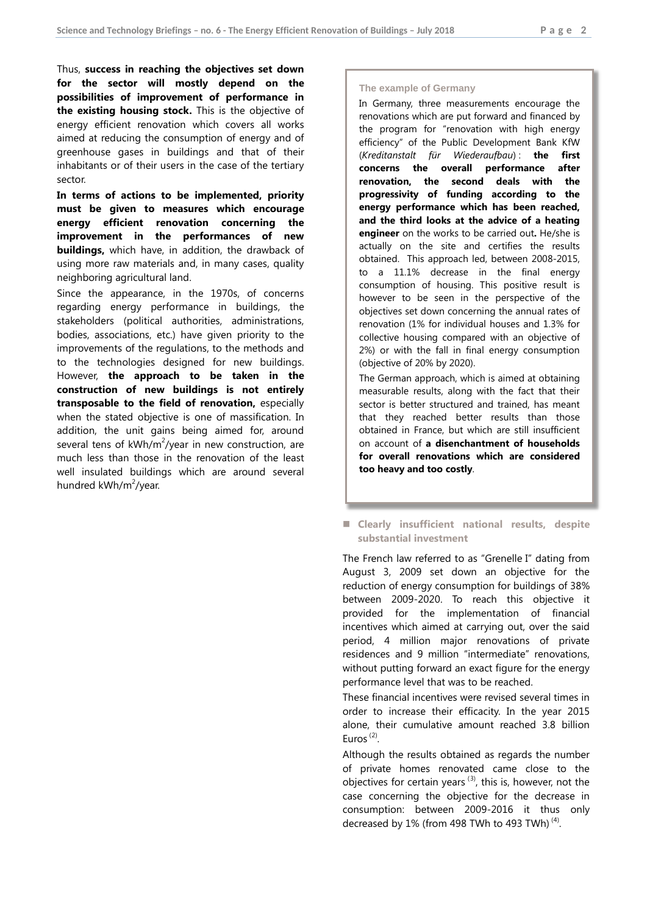Thus, **success in reaching the objectives set down for the sector will mostly depend on the possibilities of improvement of performance in the existing housing stock.** This is the objective of energy efficient renovation which covers all works aimed at reducing the consumption of energy and of greenhouse gases in buildings and that of their inhabitants or of their users in the case of the tertiary sector.

**In terms of actions to be implemented, priority must be given to measures which encourage energy efficient renovation concerning the improvement in the performances of new buildings,** which have, in addition, the drawback of using more raw materials and, in many cases, quality neighboring agricultural land.

Since the appearance, in the 1970s, of concerns regarding energy performance in buildings, the stakeholders (political authorities, administrations, bodies, associations, etc.) have given priority to the improvements of the regulations, to the methods and to the technologies designed for new buildings. However, **the approach to be taken in the construction of new buildings is not entirely transposable to the field of renovation,** especially when the stated objective is one of massification. In addition, the unit gains being aimed for, around several tens of kWh/m²/year in new construction, are much less than those in the renovation of the least well insulated buildings which are around several hundred kWh/m²/year.

**The example of Germany**

In Germany, three measurements encourage the renovations which are put forward and financed by the program for "renovation with high energy efficiency" of the Public Development Bank KfW (*Kreditanstalt für Wiederaufbau*) : **the first concerns the overall performance after renovation, the second deals with the progressivity of funding according to the energy performance which has been reached, and the third looks at the advice of a heating engineer** on the works to be carried out**.** He/she is actually on the site and certifies the results obtained. This approach led, between 2008-2015, to a 11.1% decrease in the final energy consumption of housing. This positive result is however to be seen in the perspective of the objectives set down concerning the annual rates of renovation (1% for individual houses and 1.3% for collective housing compared with an objective of 2%) or with the fall in final energy consumption (objective of 20% by 2020).

The German approach, which is aimed at obtaining measurable results, along with the fact that their sector is better structured and trained, has meant that they reached better results than those obtained in France, but which are still insufficient on account of **a disenchantment of households for overall renovations which are considered too heavy and too costly**.

## Clearly insufficient national results, despite substantial investment

The French law referred to as "Grenelle I" dating from August 3, 2009 set down an objective for the reduction of energy consumption for buildings of 38% between 2009-2020. To reach this objective it provided for the implementation of financial incentives which aimed at carrying out, over the said period, 4 million major renovations of private residences and 9 million "intermediate" renovations, without putting forward an exact figure for the energy performance level that was to be reached.

These financial incentives were revised several times in order to increase their efficacity. In the year 2015 alone, their cumulative amount reached 3.8 billion Euros [(2)].

Although the results obtained as regards the number of private homes renovated came close to the objectives for certain years [(3)], this is, however, not the case concerning the objective for the decrease in consumption: between 2009-2016 it thus only decreased by 1% (from 498 TWh to 493 TWh) [(4)].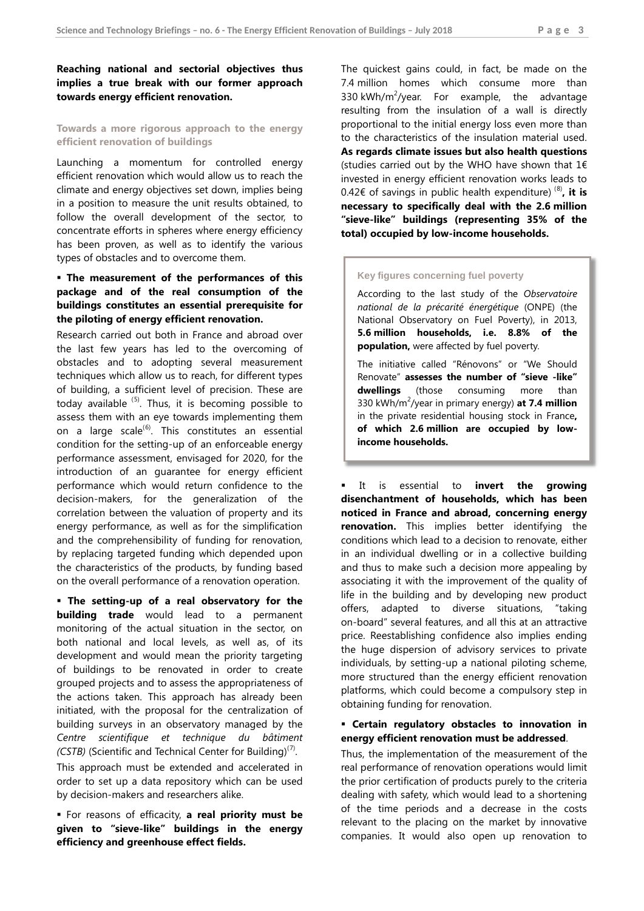**Reaching national and sectorial objectives thus implies a true break with our former approach towards energy efficient renovation.**

### Towards a more rigorous approach to the energy efficient renovation of buildings

Launching a momentum for controlled energy efficient renovation which would allow us to reach the climate and energy objectives set down, implies being in a position to measure the unit results obtained, to follow the overall development of the sector, to concentrate efforts in spheres where energy efficiency has been proven, as well as to identify the various types of obstacles and to overcome them.

▪ **The measurement of the performances of this package and of the real consumption of the buildings constitutes an essential prerequisite for the piloting of energy efficient renovation.**

Research carried out both in France and abroad over the last few years has led to the overcoming of obstacles and to adopting several measurement techniques which allow us to reach, for different types of building, a sufficient level of precision. These are today available [5]. Thus, it is becoming possible to assess them with an eye towards implementing them on a large scale[6]. This constitutes an essential condition for the setting-up of an enforceable energy performance assessment, envisaged for 2020, for the introduction of an guarantee for energy efficient performance which would return confidence to the decision-makers, for the generalization of the correlation between the valuation of property and its energy performance, as well as for the simplification and the comprehensibility of funding for renovation, by replacing targeted funding which depended upon the characteristics of the products, by funding based on the overall performance of a renovation operation.

▪ **The setting-up of a real observatory for the building trade** would lead to a permanent monitoring of the actual situation in the sector, on both national and local levels, as well as, of its development and would mean the priority targeting of buildings to be renovated in order to create grouped projects and to assess the appropriateness of the actions taken. This approach has already been initiated, with the proposal for the centralization of building surveys in an observatory managed by the *Centre scientifique et technique du bâtiment (CSTB)* (Scientific and Technical Center for Building)[7].

This approach must be extended and accelerated in order to set up a data repository which can be used by decision-makers and researchers alike.

▪ For reasons of efficacity, **a real priority must be given to "sieve-like" buildings in the energy efficiency and greenhouse effect fields.**

The quickest gains could, in fact, be made on the 7.4 million homes which consume more than 330 kWh/m$^2$/year. For example, the advantage resulting from the insulation of a wall is directly proportional to the initial energy loss even more than to the characteristics of the insulation material used. **As regards climate issues but also health questions** (studies carried out by the WHO have shown that 1€ invested in energy efficient renovation works leads to 0.42€ of savings in public health expenditure) [8]**, it is necessary to specifically deal with the 2.6 million "sieve-like" buildings (representing 35% of the total) occupied by low-income households.**

> **Key figures concerning fuel poverty**
>
> According to the last study of the *Observatoire national de la précarité énergétique* (ONPE) (the National Observatory on Fuel Poverty), in 2013, **5.6 million households, i.e. 8.8% of the population,** were affected by fuel poverty.
>
> The initiative called "Rénovons" or "We Should Renovate" **assesses the number of "sieve -like" dwellings** (those consuming more than 330 kWh/m$^2$/year in primary energy) **at 7.4 million** in the private residential housing stock in France**, of which 2.6 million are occupied by low-income households.**

▪ It is essential to **invert the growing disenchantment of households, which has been noticed in France and abroad, concerning energy renovation.** This implies better identifying the conditions which lead to a decision to renovate, either in an individual dwelling or in a collective building and thus to make such a decision more appealing by associating it with the improvement of the quality of life in the building and by developing new product offers, adapted to diverse situations, "taking on-board" several features, and all this at an attractive price. Reestablishing confidence also implies ending the huge dispersion of advisory services to private individuals, by setting-up a national piloting scheme, more structured than the energy efficient renovation platforms, which could become a compulsory step in obtaining funding for renovation.

▪ **Certain regulatory obstacles to innovation in energy efficient renovation must be addressed**.

Thus, the implementation of the measurement of the real performance of renovation operations would limit the prior certification of products purely to the criteria dealing with safety, which would lead to a shortening of the time periods and a decrease in the costs relevant to the placing on the market by innovative companies. It would also open up renovation to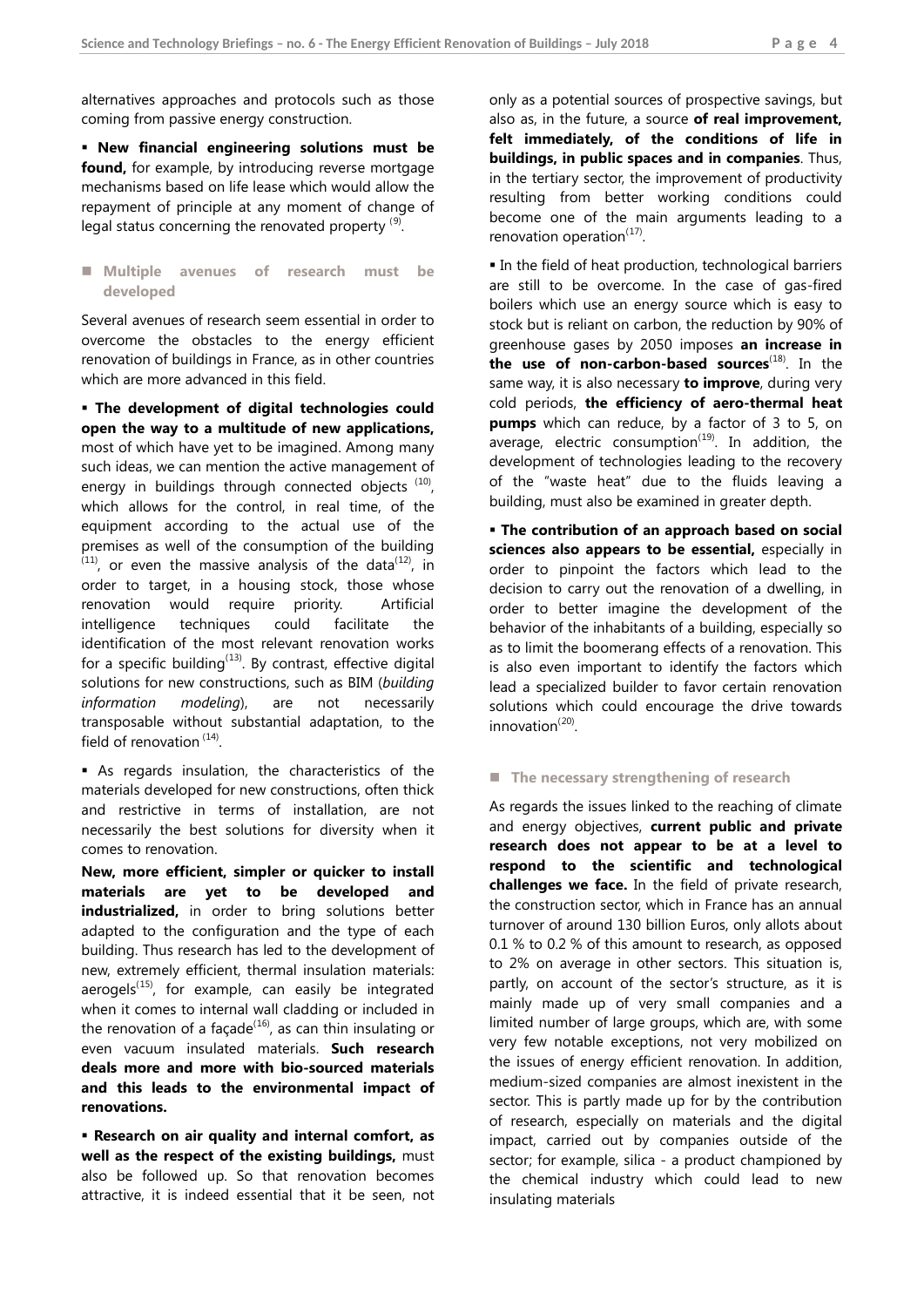alternatives approaches and protocols such as those coming from passive energy construction.

▪ **New financial engineering solutions must be found,** for example, by introducing reverse mortgage mechanisms based on life lease which would allow the repayment of principle at any moment of change of legal status concerning the renovated property [9].

## Multiple avenues of research must be developed

Several avenues of research seem essential in order to overcome the obstacles to the energy efficient renovation of buildings in France, as in other countries which are more advanced in this field.

▪ **The development of digital technologies could open the way to a multitude of new applications,** most of which have yet to be imagined. Among many such ideas, we can mention the active management of energy in buildings through connected objects [10], which allows for the control, in real time, of the equipment according to the actual use of the premises as well of the consumption of the building [11], or even the massive analysis of the data[12], in order to target, in a housing stock, those whose renovation would require priority. Artificial intelligence techniques could facilitate the identification of the most relevant renovation works for a specific building[13]. By contrast, effective digital solutions for new constructions, such as BIM (*building information modeling*), are not necessarily transposable without substantial adaptation, to the field of renovation [14].

▪ As regards insulation, the characteristics of the materials developed for new constructions, often thick and restrictive in terms of installation, are not necessarily the best solutions for diversity when it comes to renovation.

**New, more efficient, simpler or quicker to install materials are yet to be developed and industrialized,** in order to bring solutions better adapted to the configuration and the type of each building. Thus research has led to the development of new, extremely efficient, thermal insulation materials: aerogels[15], for example, can easily be integrated when it comes to internal wall cladding or included in the renovation of a façade[16], as can thin insulating or even vacuum insulated materials. **Such research deals more and more with bio-sourced materials and this leads to the environmental impact of renovations.**

▪ **Research on air quality and internal comfort, as well as the respect of the existing buildings,** must also be followed up. So that renovation becomes attractive, it is indeed essential that it be seen, not only as a potential sources of prospective savings, but also as, in the future, a source **of real improvement, felt immediately, of the conditions of life in buildings, in public spaces and in companies**. Thus, in the tertiary sector, the improvement of productivity resulting from better working conditions could become one of the main arguments leading to a renovation operation[17].

▪ In the field of heat production, technological barriers are still to be overcome. In the case of gas-fired boilers which use an energy source which is easy to stock but is reliant on carbon, the reduction by 90% of greenhouse gases by 2050 imposes **an increase in the use of non-carbon-based sources**[18]. In the same way, it is also necessary **to improve**, during very cold periods, **the efficiency of aero-thermal heat pumps** which can reduce, by a factor of 3 to 5, on average, electric consumption[19]. In addition, the development of technologies leading to the recovery of the "waste heat" due to the fluids leaving a building, must also be examined in greater depth.

▪ **The contribution of an approach based on social sciences also appears to be essential,** especially in order to pinpoint the factors which lead to the decision to carry out the renovation of a dwelling, in order to better imagine the development of the behavior of the inhabitants of a building, especially so as to limit the boomerang effects of a renovation. This is also even important to identify the factors which lead a specialized builder to favor certain renovation solutions which could encourage the drive towards innovation[20].

## The necessary strengthening of research

As regards the issues linked to the reaching of climate and energy objectives, **current public and private research does not appear to be at a level to respond to the scientific and technological challenges we face.** In the field of private research, the construction sector, which in France has an annual turnover of around 130 billion Euros, only allots about 0.1 % to 0.2 % of this amount to research, as opposed to 2% on average in other sectors. This situation is, partly, on account of the sector's structure, as it is mainly made up of very small companies and a limited number of large groups, which are, with some very few notable exceptions, not very mobilized on the issues of energy efficient renovation. In addition, medium-sized companies are almost inexistent in the sector. This is partly made up for by the contribution of research, especially on materials and the digital impact, carried out by companies outside of the sector; for example, silica - a product championed by the chemical industry which could lead to new insulating materials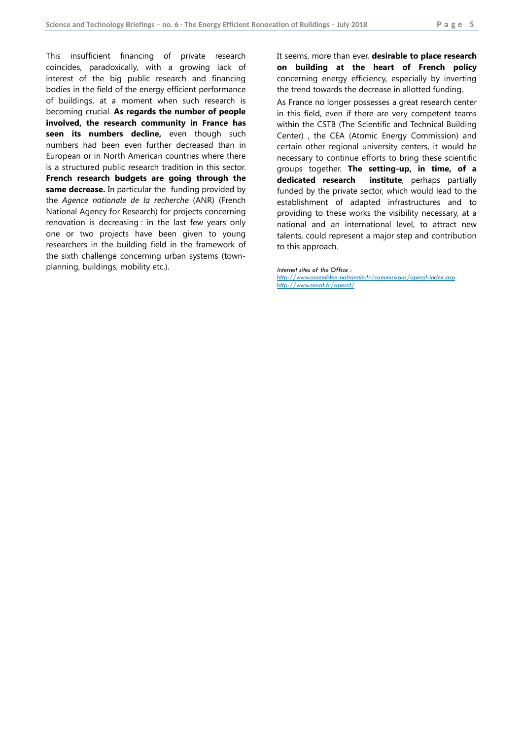This insufficient financing of private research coincides, paradoxically, with a growing lack of interest of the big public research and financing bodies in the field of the energy efficient performance of buildings, at a moment when such research is becoming crucial. **As regards the number of people involved, the research community in France has seen its numbers decline,** even though such numbers had been even further decreased than in European or in North American countries where there is a structured public research tradition in this sector. **French research budgets are going through the same decrease.** In particular the funding provided by the *Agence nationale de la recherche* (ANR) (French National Agency for Research) for projects concerning renovation is decreasing : in the last few years only one or two projects have been given to young researchers in the building field in the framework of the sixth challenge concerning urban systems (town-planning, buildings, mobility etc.).

It seems, more than ever, **desirable to place research on building at the heart of French policy** concerning energy efficiency, especially by inverting the trend towards the decrease in allotted funding.

As France no longer possesses a great research center in this field, even if there are very competent teams within the CSTB (The Scientific and Technical Building Center) , the CEA (Atomic Energy Commission) and certain other regional university centers, it would be necessary to continue efforts to bring these scientific groups together. **The setting-up, in time, of a dedicated research institute**, perhaps partially funded by the private sector, which would lead to the establishment of adapted infrastructures and to providing to these works the visibility necessary, at a national and an international level, to attract new talents, could represent a major step and contribution to this approach.

*Internet sites of the Office :*
*http://www.assemblee-nationale.fr/commissions/opecst-index.asp*
*http://www.senat.fr/opecst/*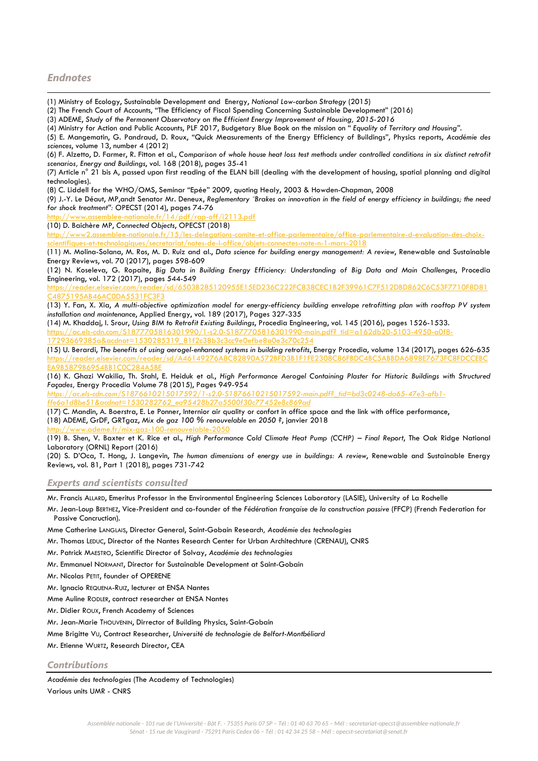## Endnotes

(1) Ministry of Ecology, Sustainable Development and Energy, *National Low-carbon Strategy* (2015)

(2) The French Court of Accounts, "The Efficiency of Fiscal Spending Concerning Sustainable Development" (2016)

(3) ADEME, *Study of the Permanent Observatory on the Efficient Energy Improvement of Housing, 2015-2016*

(4) Ministry for Action and Public Accounts, PLF 2017, Budgetary Blue Book on the mission on " *Equality of Territory and Housing*".

(5) E. Mangematin, G. Pandraud, D. Roux, "Quick Measurements of the Energy Efficiency of Buildings", Physics reports, *Académie des sciences*, volume 13, number 4 (2012)

(6) F. Alzetto, D. Farmer, R. Fitton et al., *Comparison of whole house heat loss test methods under controlled conditions in six distinct retrofit scenarios, Energy and Buildings*, vol. 168 (2018), pages 35-41

(7) Article n° 21 bis A, passed upon first reading of the ELAN bill (dealing with the development of housing, spatial planning and digital technologies).

(8) C. Liddell for the WHO/OMS, Seminar "Epée" 2009, quoting Healy, 2003 & Howden-Chapman, 2008

(9) J.-Y. Le Déaut, MP,andt Senator Mr. Deneux, *Reglementary ¨Brakes on innovation in the field of energy efficiency in buildings; the need for shock treatment":* OPECST (2014), pages 74-76
http://www.assemblee-nationale.fr/14/pdf/rap-off/i2113.pdf

(10) D. Baichère MP, *Connected Objects*, OPECST (2018)
http://www2.assemblee-nationale.fr/15/les-delegations-comite-et-office-parlementaire/office-parlementaire-d-evaluation-des-choix-scientifiques-et-technologiques/secretariat/notes-de-l-office/objets-connectes-note-n-1-mars-2018

(11) M. Molina-Solana, M. Ros, M. D. Ruiz and al., *Data science for building energy management: A review*, Renewable and Sustainable Energy Reviews, vol. 70 (2017), pages 598-609

(12) N. Koseleva, G. Ropaite, *Big Data in Building Energy Efficiency: Understanding of Big Data and Main Challenges*, Procedia Engineering, vol. 172 (2017), pages 544-549
https://reader.elsevier.com/reader/sd/6503B285120955E15ED236C222FC838CEC1B2F39961C7F512DBD862C6C53F7710F8D81C4875195AB46AC0DA5531FC3F3

(13) Y. Fan, X. Xia, *A multi-objective optimization model for energy-efficiency building envelope retrofitting plan with rooftop PV system installation and maintenance*, Applied Energy, vol. 189 (2017), Pages 327-335

(14) M. Khaddaj, I. Srour, *Using BIM to Retrofit Existing Buildings*, Procedia Engineering, vol. 145 (2016), pages 1526-1533.
https://ac.els-cdn.com/S1877705816301990/1-s2.0-S1877705816301990-main.pdf?_tid=a162db20-5103-4950-a0f8-17293669385a&acdnat=1530285319_81f2c38b3c3cc9e0efbe8a0e3c70c254

(15) U. Berardi, *The benefits of using aerogel-enhanced systems in building retrofits*, Energy Procedia, volume 134 (2017), pages 626-635
https://reader.elsevier.com/reader/sd/A46149276A8C82890A572BFD3B1F1FE2308C86FBDC4BC5ABBDA6898E7673FC8FDCCEBCEA9B5879B6954BB1C0C284A5BE

(16) K. Ghazi Wakilia, Th. Stahl, E. Heiduk et al., *High Performance Aerogel Containing Plaster for Historic Buildings with Structured Façades,* Energy Procedia Volume 78 (2015), Pages 949-954
*https://ac.els-cdn.com/S1876610215017592/1-s2.0-S1876610215017592-main.pdf?_tid=bd3c0248-da65-47e3-afb1-ffe6a1d8be51&acdnat=1530282762_ea95428b27a5500f30c77452e8c869ad*

(17) C. Mandin, A. Boerstra, E. Le Ponner, Internior air quality or confort in office space and the link with office performance,

(18) ADEME, GrDF, GRTgaz, *Mix de gaz 100 % renouvelable en 2050 ?*, janvier 2018
http://www.ademe.fr/mix-gaz-100-renouvelable-2050

(19) B. Shen, V. Baxter et K. Rice et al., *High Performance Cold Climate Heat Pump (CCHP) – Final Report*, The Oak Ridge National Laboratory (ORNL) Report (2016)

(20) S. D'Oca, T. Hong, J. Langevin, *The human dimensions of energy use in buildings: A review*, Renewable and Sustainable Energy Reviews, vol. 81, Part 1 (2018), pages 731-742

## Experts and scientists consulted

Mr. Francis ALLARD, Emeritus Professor in the Environmental Engineering Sciences Laboratory (LASIE), University of La Rochelle

Mr. Jean-Loup BERTHEZ, Vice-President and co-founder of the *Fédération française de la construction passive* (FFCP) (French Federation for Passive Concruction).

Mme Catherine LANGLAIS, Director General, Saint-Gobain Research*, Académie des technologies*

Mr. Thomas LEDUC, Director of the Nantes Research Center for Urban Architechture (CRENAU), CNRS

Mr. Patrick MAESTRO, Scientific Director of Solvay, *Académie des technologies*

Mr. Emmanuel NORMANT, Director for Sustainable Development at Saint-Gobain

Mr. Nicolas PETIT, founder of OPERENE

Mr. Ignacio REQUENA-RUIZ, lecturer at ENSA Nantes

Mme Auline RODLER, contract researcher at ENSA Nantes

Mr. Didier ROUX, French Academy of Sciences

Mr. Jean-Marie THOUVENIN, Dirrector of Building Physics, Saint-Gobain

Mme Brigitte VU, Contract Researcher, *Université de technologie de Belfort-Montbéliard*

Mr. Etienne WURTZ, Research Director, CEA

## Contributions

*Académie des technologies* (The Academy of Technologies)

Various units UMR - CNRS